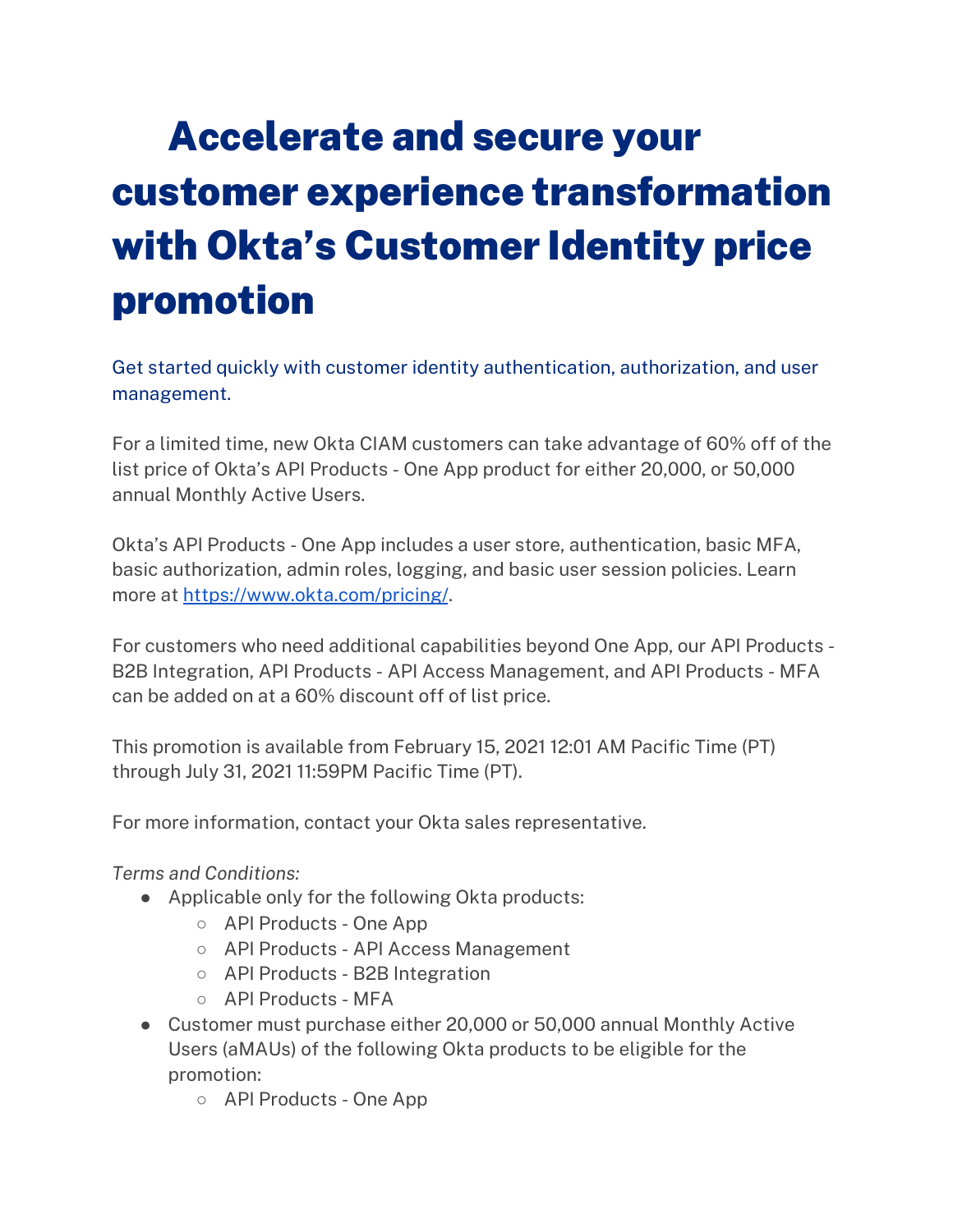# Accelerate and secure your customer experience transformation with Okta's Customer Identity price promotion

Get started quickly with customer identity authentication, authorization, and user management.

For a limited time, new Okta CIAM customers can take advantage of 60% off of the list price of Okta's API Products - One App product for either 20,000, or 50,000 annual Monthly Active Users.

Okta's API Products - One App includes a user store, authentication, basic MFA, basic authorization, admin roles, logging, and basic user session policies. Learn more at [https://www.okta.com/pricing/](https://www.okta.com/pricing/).

For customers who need additional capabilities beyond One App, our API Products - B2B Integration, API Products - API Access Management, and API Products - MFA can be added on at a 60% discount off of list price.

This promotion is available from February 15, 2021 12:01 AM Pacific Time (PT) through July 31, 2021 11:59PM Pacific Time (PT).

For more information, contact your Okta sales representative.

*Terms and Conditions:*

- Applicable only for the following Okta products:
  - API Products - One App
  - API Products - API Access Management
  - API Products - B2B Integration
  - API Products - MFA
- Customer must purchase either 20,000 or 50,000 annual Monthly Active Users (aMAUs) of the following Okta products to be eligible for the promotion:
  - API Products - One App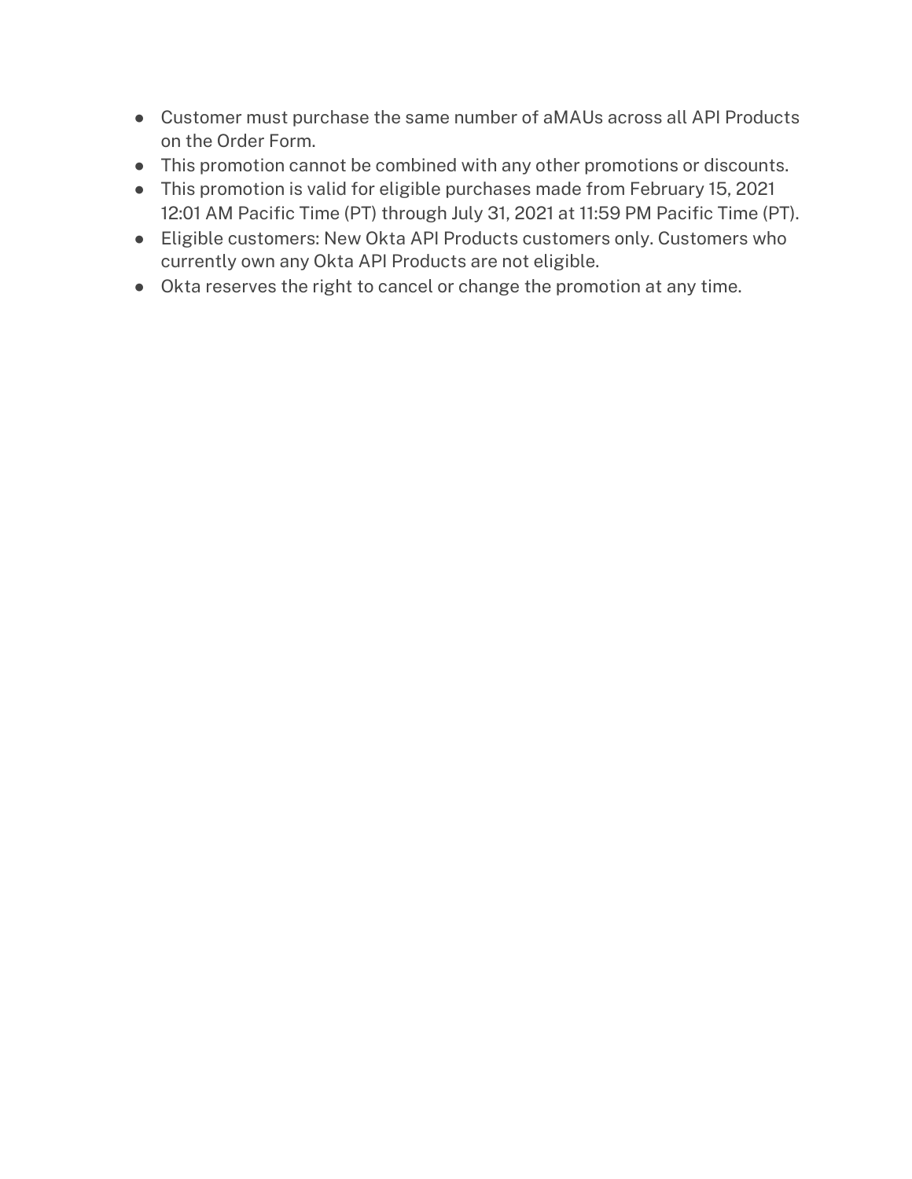- Customer must purchase the same number of aMAUs across all API Products on the Order Form.
- This promotion cannot be combined with any other promotions or discounts.
- This promotion is valid for eligible purchases made from February 15, 2021 12:01 AM Pacific Time (PT) through July 31, 2021 at 11:59 PM Pacific Time (PT).
- Eligible customers: New Okta API Products customers only. Customers who currently own any Okta API Products are not eligible.
- Okta reserves the right to cancel or change the promotion at any time.